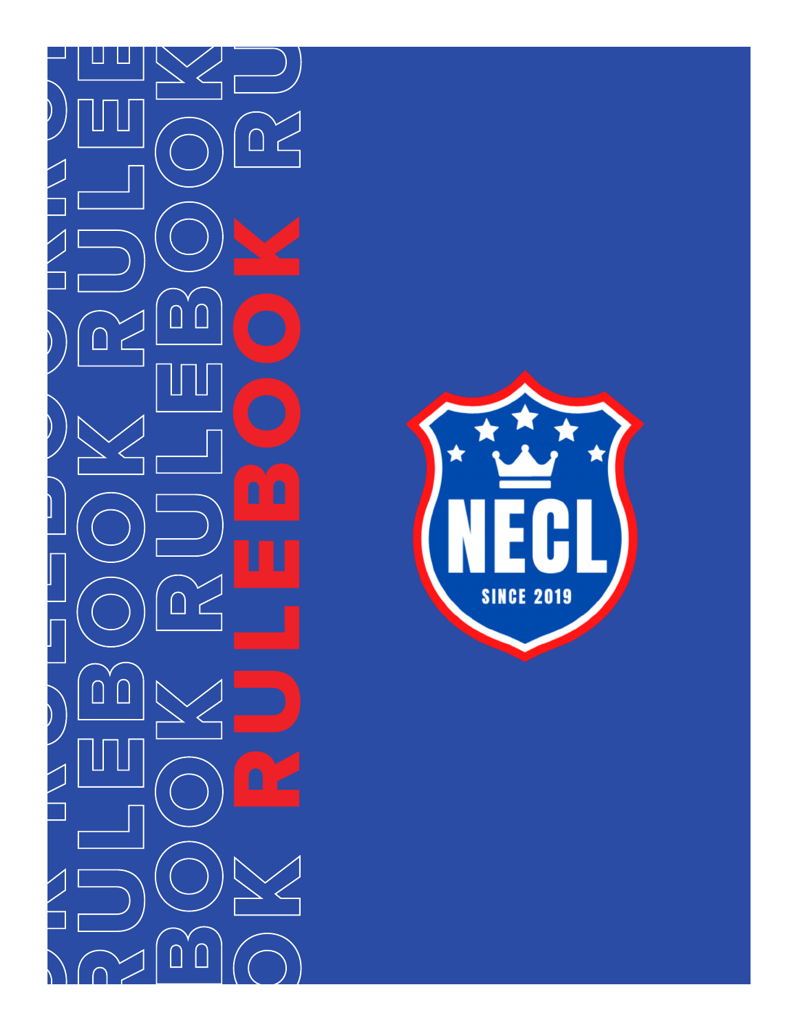# RULEBOOK

NECL

SINCE 2019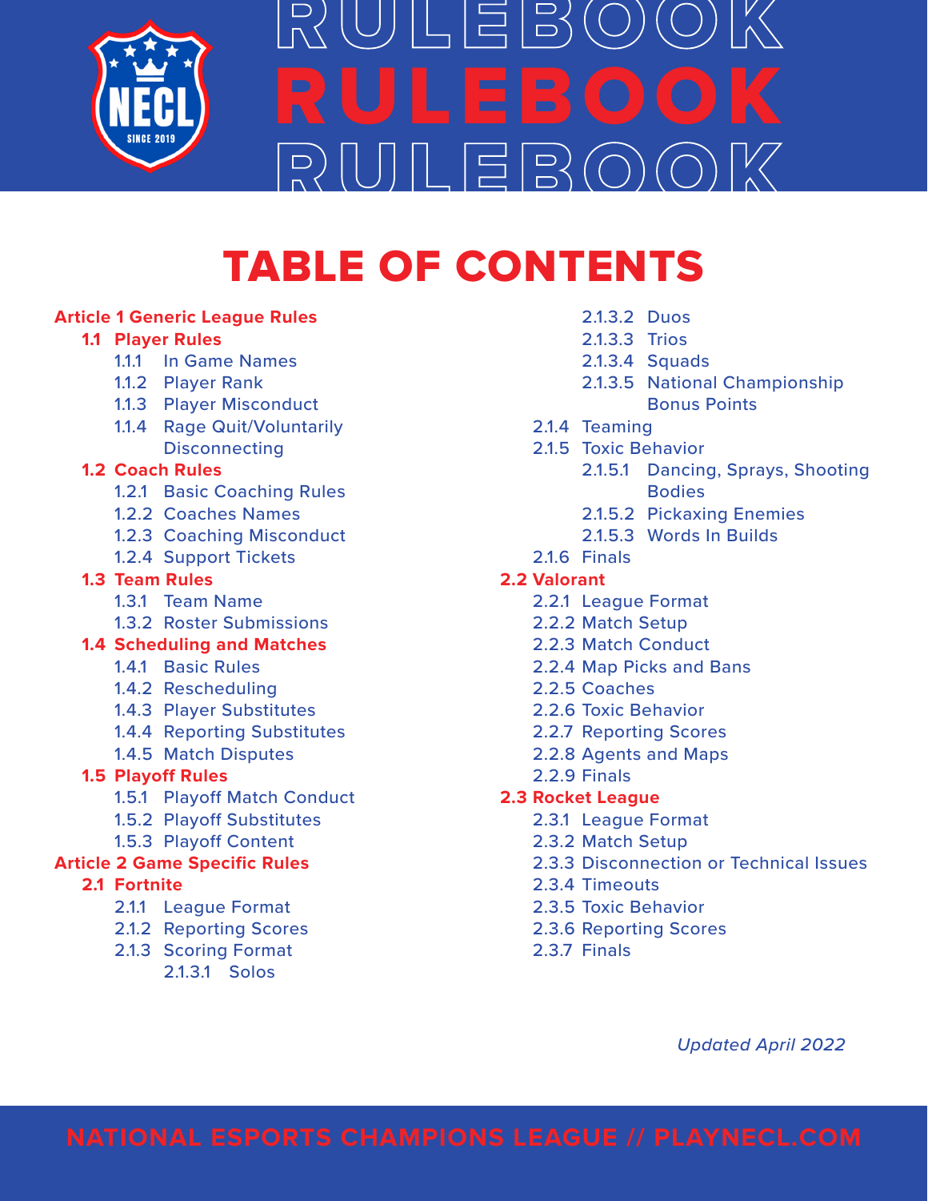# RULEBOOK

## TABLE OF CONTENTS

- **Article 1 Generic League Rules**
  - **1.1 Player Rules**
    - 1.1.1 In Game Names
    - 1.1.2 Player Rank
    - 1.1.3 Player Misconduct
    - 1.1.4 Rage Quit/Voluntarily Disconnecting
  - **1.2 Coach Rules**
    - 1.2.1 Basic Coaching Rules
    - 1.2.2 Coaches Names
    - 1.2.3 Coaching Misconduct
    - 1.2.4 Support Tickets
  - **1.3 Team Rules**
    - 1.3.1 Team Name
    - 1.3.2 Roster Submissions
  - **1.4 Scheduling and Matches**
    - 1.4.1 Basic Rules
    - 1.4.2 Rescheduling
    - 1.4.3 Player Substitutes
    - 1.4.4 Reporting Substitutes
    - 1.4.5 Match Disputes
  - **1.5 Playoff Rules**
    - 1.5.1 Playoff Match Conduct
    - 1.5.2 Playoff Substitutes
    - 1.5.3 Playoff Content
- **Article 2 Game Specific Rules**
  - **2.1 Fortnite**
    - 2.1.1 League Format
    - 2.1.2 Reporting Scores
    - 2.1.3 Scoring Format
      - 2.1.3.1 Solos
      - 2.1.3.2 Duos
      - 2.1.3.3 Trios
      - 2.1.3.4 Squads
      - 2.1.3.5 National Championship Bonus Points
    - 2.1.4 Teaming
    - 2.1.5 Toxic Behavior
      - 2.1.5.1 Dancing, Sprays, Shooting Bodies
      - 2.1.5.2 Pickaxing Enemies
      - 2.1.5.3 Words In Builds
    - 2.1.6 Finals
  - **2.2 Valorant**
    - 2.2.1 League Format
    - 2.2.2 Match Setup
    - 2.2.3 Match Conduct
    - 2.2.4 Map Picks and Bans
    - 2.2.5 Coaches
    - 2.2.6 Toxic Behavior
    - 2.2.7 Reporting Scores
    - 2.2.8 Agents and Maps
    - 2.2.9 Finals
  - **2.3 Rocket League**
    - 2.3.1 League Format
    - 2.3.2 Match Setup
    - 2.3.3 Disconnection or Technical Issues
    - 2.3.4 Timeouts
    - 2.3.5 Toxic Behavior
    - 2.3.6 Reporting Scores
    - 2.3.7 Finals

*Updated April 2022*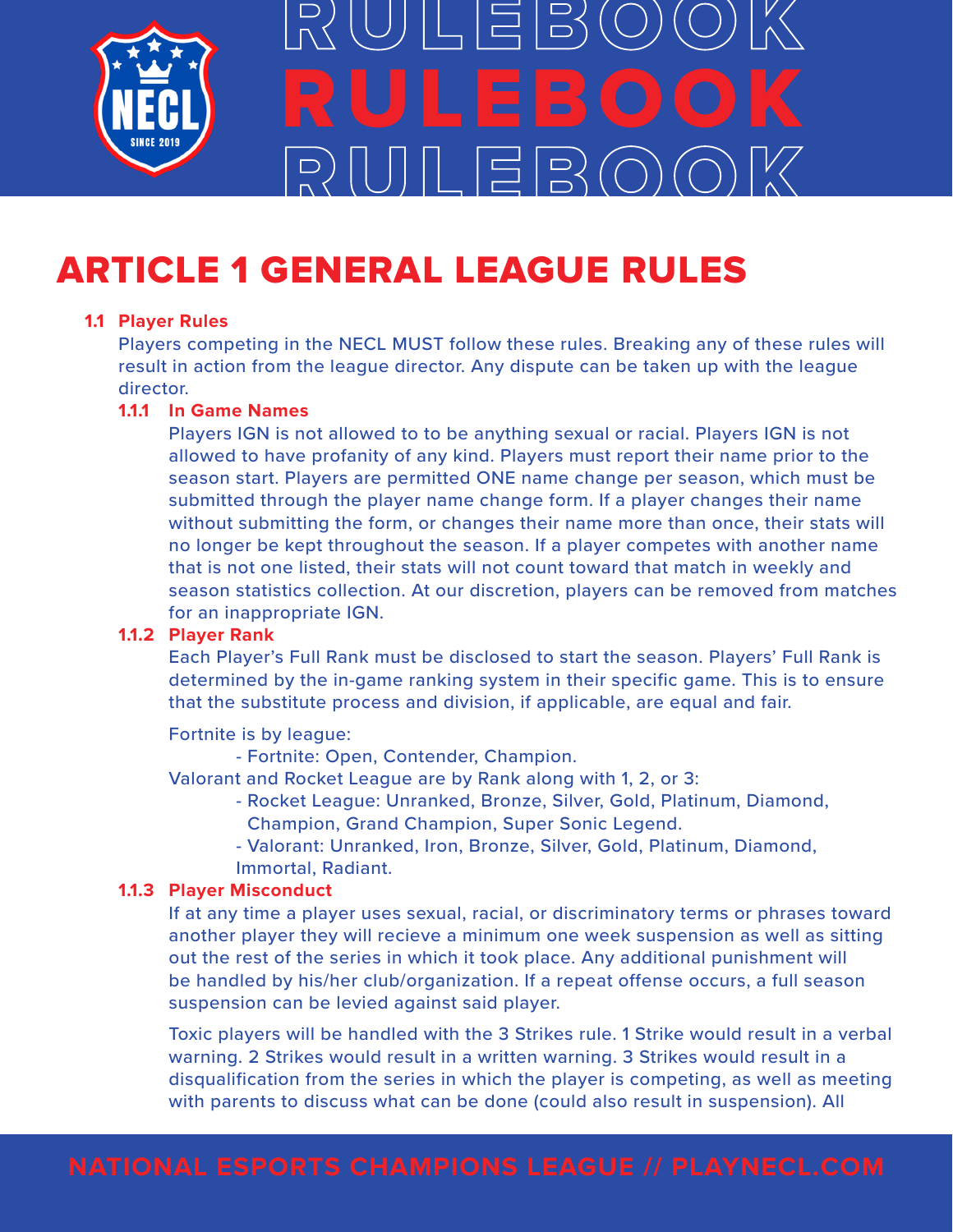# RULEBOOK

## ARTICLE 1 GENERAL LEAGUE RULES

### 1.1 Player Rules

Players competing in the NECL MUST follow these rules. Breaking any of these rules will result in action from the league director. Any dispute can be taken up with the league director.

#### 1.1.1 In Game Names

Players IGN is not allowed to to be anything sexual or racial. Players IGN is not allowed to have profanity of any kind. Players must report their name prior to the season start. Players are permitted ONE name change per season, which must be submitted through the player name change form. If a player changes their name without submitting the form, or changes their name more than once, their stats will no longer be kept throughout the season. If a player competes with another name that is not one listed, their stats will not count toward that match in weekly and season statistics collection. At our discretion, players can be removed from matches for an inappropriate IGN.

#### 1.1.2 Player Rank

Each Player's Full Rank must be disclosed to start the season. Players' Full Rank is determined by the in-game ranking system in their specific game. This is to ensure that the substitute process and division, if applicable, are equal and fair.

Fortnite is by league:

- Fortnite: Open, Contender, Champion.

Valorant and Rocket League are by Rank along with 1, 2, or 3:

- Rocket League: Unranked, Bronze, Silver, Gold, Platinum, Diamond, Champion, Grand Champion, Super Sonic Legend.
- Valorant: Unranked, Iron, Bronze, Silver, Gold, Platinum, Diamond, Immortal, Radiant.

#### 1.1.3 Player Misconduct

If at any time a player uses sexual, racial, or discriminatory terms or phrases toward another player they will recieve a minimum one week suspension as well as sitting out the rest of the series in which it took place. Any additional punishment will be handled by his/her club/organization. If a repeat offense occurs, a full season suspension can be levied against said player.

Toxic players will be handled with the 3 Strikes rule. 1 Strike would result in a verbal warning. 2 Strikes would result in a written warning. 3 Strikes would result in a disqualification from the series in which the player is competing, as well as meeting with parents to discuss what can be done (could also result in suspension). All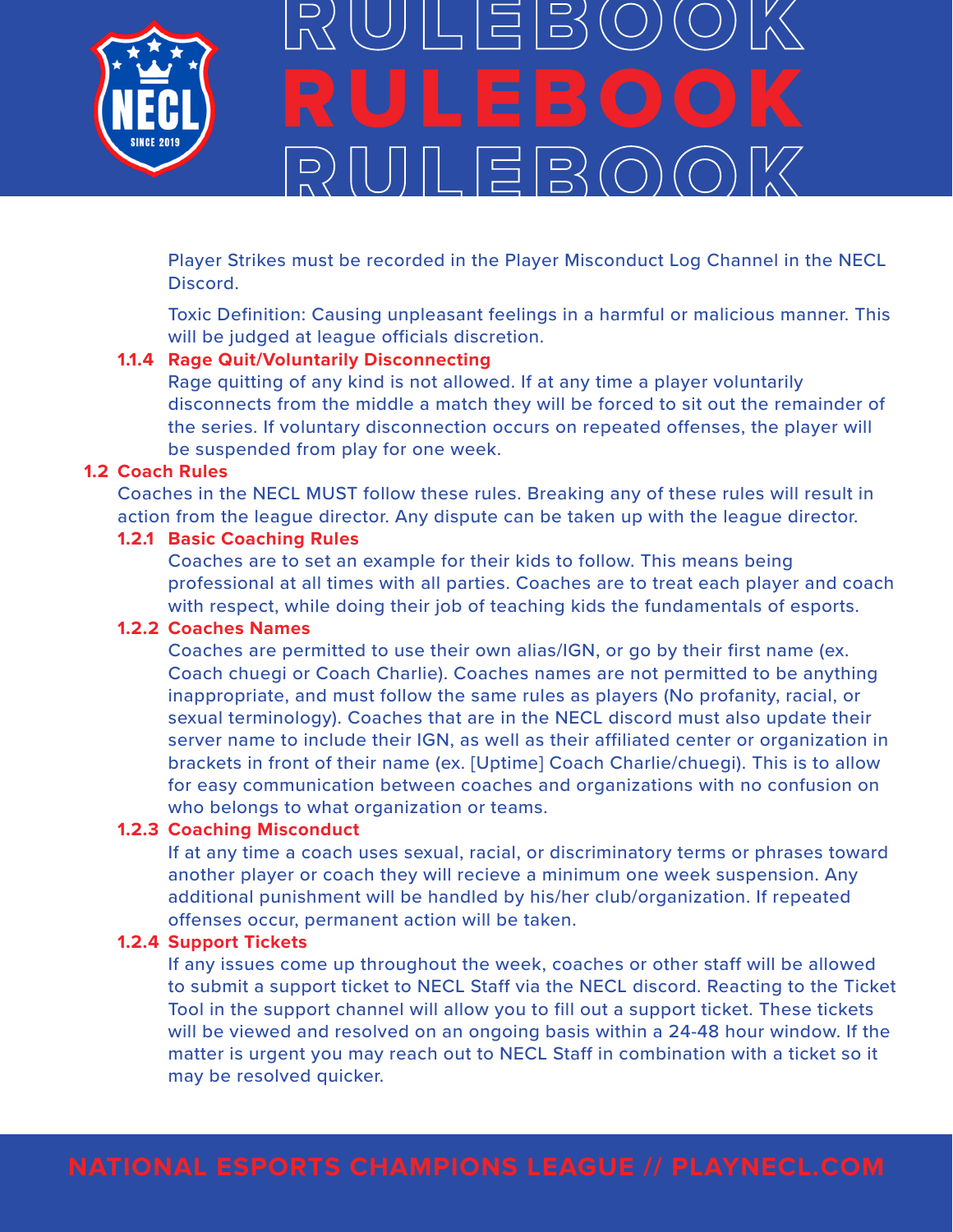Player Strikes must be recorded in the Player Misconduct Log Channel in the NECL Discord.

Toxic Definition: Causing unpleasant feelings in a harmful or malicious manner. This will be judged at league officials discretion.

#### 1.1.4 Rage Quit/Voluntarily Disconnecting

Rage quitting of any kind is not allowed. If at any time a player voluntarily disconnects from the middle a match they will be forced to sit out the remainder of the series. If voluntary disconnection occurs on repeated offenses, the player will be suspended from play for one week.

### 1.2 Coach Rules

Coaches in the NECL MUST follow these rules. Breaking any of these rules will result in action from the league director. Any dispute can be taken up with the league director.

#### 1.2.1 Basic Coaching Rules

Coaches are to set an example for their kids to follow. This means being professional at all times with all parties. Coaches are to treat each player and coach with respect, while doing their job of teaching kids the fundamentals of esports.

#### 1.2.2 Coaches Names

Coaches are permitted to use their own alias/IGN, or go by their first name (ex. Coach chuegi or Coach Charlie). Coaches names are not permitted to be anything inappropriate, and must follow the same rules as players (No profanity, racial, or sexual terminology). Coaches that are in the NECL discord must also update their server name to include their IGN, as well as their affiliated center or organization in brackets in front of their name (ex. [Uptime] Coach Charlie/chuegi). This is to allow for easy communication between coaches and organizations with no confusion on who belongs to what organization or teams.

#### 1.2.3 Coaching Misconduct

If at any time a coach uses sexual, racial, or discriminatory terms or phrases toward another player or coach they will recieve a minimum one week suspension. Any additional punishment will be handled by his/her club/organization. If repeated offenses occur, permanent action will be taken.

#### 1.2.4 Support Tickets

If any issues come up throughout the week, coaches or other staff will be allowed to submit a support ticket to NECL Staff via the NECL discord. Reacting to the Ticket Tool in the support channel will allow you to fill out a support ticket. These tickets will be viewed and resolved on an ongoing basis within a 24-48 hour window. If the matter is urgent you may reach out to NECL Staff in combination with a ticket so it may be resolved quicker.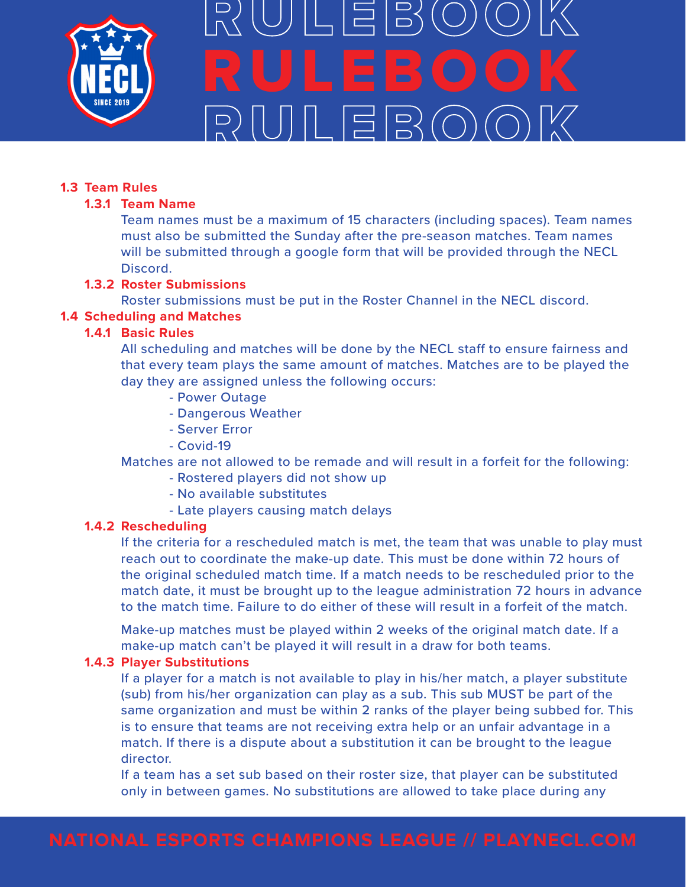### 1.3 Team Rules

#### 1.3.1 Team Name

Team names must be a maximum of 15 characters (including spaces). Team names must also be submitted the Sunday after the pre-season matches. Team names will be submitted through a google form that will be provided through the NECL Discord.

#### 1.3.2 Roster Submissions

Roster submissions must be put in the Roster Channel in the NECL discord.

### 1.4 Scheduling and Matches

#### 1.4.1 Basic Rules

All scheduling and matches will be done by the NECL staff to ensure fairness and that every team plays the same amount of matches. Matches are to be played the day they are assigned unless the following occurs:

- Power Outage
- Dangerous Weather
- Server Error
- Covid-19

Matches are not allowed to be remade and will result in a forfeit for the following:

- Rostered players did not show up
- No available substitutes
- Late players causing match delays

#### 1.4.2 Rescheduling

If the criteria for a rescheduled match is met, the team that was unable to play must reach out to coordinate the make-up date. This must be done within 72 hours of the original scheduled match time. If a match needs to be rescheduled prior to the match date, it must be brought up to the league administration 72 hours in advance to the match time. Failure to do either of these will result in a forfeit of the match.

Make-up matches must be played within 2 weeks of the original match date. If a make-up match can't be played it will result in a draw for both teams.

#### 1.4.3 Player Substitutions

If a player for a match is not available to play in his/her match, a player substitute (sub) from his/her organization can play as a sub. This sub MUST be part of the same organization and must be within 2 ranks of the player being subbed for. This is to ensure that teams are not receiving extra help or an unfair advantage in a match. If there is a dispute about a substitution it can be brought to the league director.

If a team has a set sub based on their roster size, that player can be substituted only in between games. No substitutions are allowed to take place during any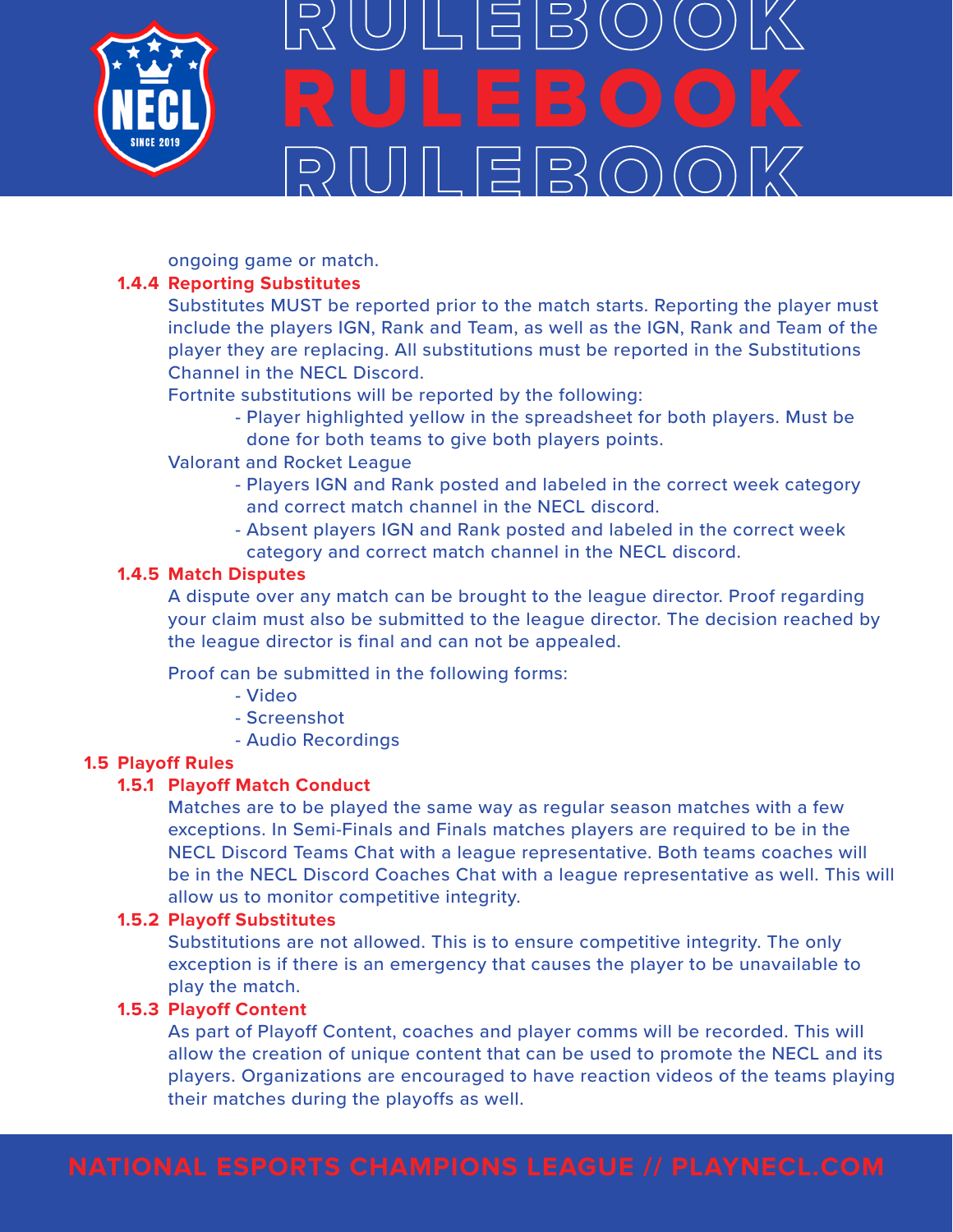ongoing game or match.

### 1.4.4 Reporting Substitutes

Substitutes MUST be reported prior to the match starts. Reporting the player must include the players IGN, Rank and Team, as well as the IGN, Rank and Team of the player they are replacing. All substitutions must be reported in the Substitutions Channel in the NECL Discord.

Fortnite substitutions will be reported by the following:

- Player highlighted yellow in the spreadsheet for both players. Must be done for both teams to give both players points.

Valorant and Rocket League

- Players IGN and Rank posted and labeled in the correct week category and correct match channel in the NECL discord.
- Absent players IGN and Rank posted and labeled in the correct week category and correct match channel in the NECL discord.

### 1.4.5 Match Disputes

A dispute over any match can be brought to the league director. Proof regarding your claim must also be submitted to the league director. The decision reached by the league director is final and can not be appealed.

Proof can be submitted in the following forms:

- Video
- Screenshot
- Audio Recordings

## 1.5 Playoff Rules

### 1.5.1 Playoff Match Conduct

Matches are to be played the same way as regular season matches with a few exceptions. In Semi-Finals and Finals matches players are required to be in the NECL Discord Teams Chat with a league representative. Both teams coaches will be in the NECL Discord Coaches Chat with a league representative as well. This will allow us to monitor competitive integrity.

### 1.5.2 Playoff Substitutes

Substitutions are not allowed. This is to ensure competitive integrity. The only exception is if there is an emergency that causes the player to be unavailable to play the match.

### 1.5.3 Playoff Content

As part of Playoff Content, coaches and player comms will be recorded. This will allow the creation of unique content that can be used to promote the NECL and its players. Organizations are encouraged to have reaction videos of the teams playing their matches during the playoffs as well.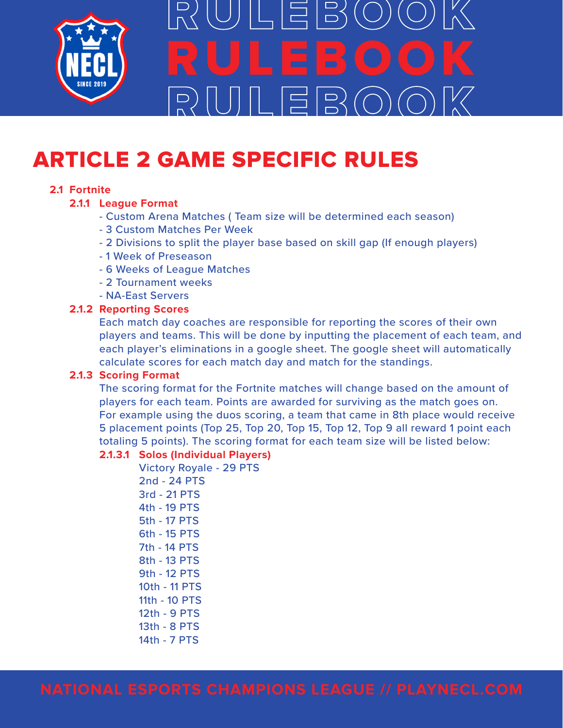# ARTICLE 2 GAME SPECIFIC RULES

## 2.1 Fortnite

### 2.1.1 League Format

- Custom Arena Matches ( Team size will be determined each season)
- 3 Custom Matches Per Week
- 2 Divisions to split the player base based on skill gap (If enough players)
- 1 Week of Preseason
- 6 Weeks of League Matches
- 2 Tournament weeks
- NA-East Servers

### 2.1.2 Reporting Scores

Each match day coaches are responsible for reporting the scores of their own players and teams. This will be done by inputting the placement of each team, and each player's eliminations in a google sheet. The google sheet will automatically calculate scores for each match day and match for the standings.

### 2.1.3 Scoring Format

The scoring format for the Fortnite matches will change based on the amount of players for each team. Points are awarded for surviving as the match goes on. For example using the duos scoring, a team that came in 8th place would receive 5 placement points (Top 25, Top 20, Top 15, Top 12, Top 9 all reward 1 point each totaling 5 points). The scoring format for each team size will be listed below:

#### 2.1.3.1 Solos (Individual Players)

Victory Royale - 29 PTS
2nd - 24 PTS
3rd - 21 PTS
4th - 19 PTS
5th - 17 PTS
6th - 15 PTS
7th - 14 PTS
8th - 13 PTS
9th - 12 PTS
10th - 11 PTS
11th - 10 PTS
12th - 9 PTS
13th - 8 PTS
14th - 7 PTS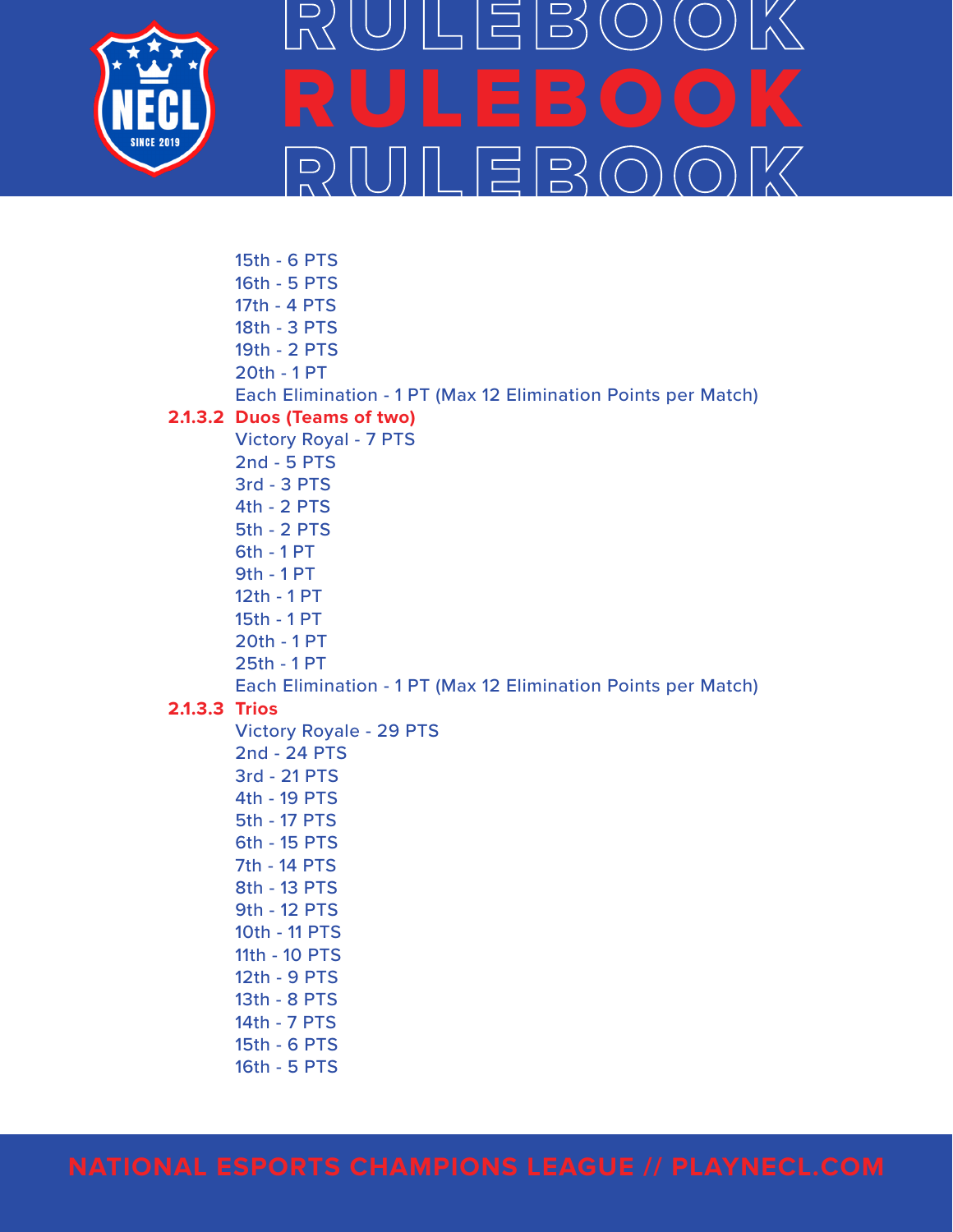15th - 6 PTS
16th - 5 PTS
17th - 4 PTS
18th - 3 PTS
19th - 2 PTS
20th - 1 PT
Each Elimination - 1 PT (Max 12 Elimination Points per Match)

**2.1.3.2 Duos (Teams of two)**

Victory Royal - 7 PTS
2nd - 5 PTS
3rd - 3 PTS
4th - 2 PTS
5th - 2 PTS
6th - 1 PT
9th - 1 PT
12th - 1 PT
15th - 1 PT
20th - 1 PT
25th - 1 PT
Each Elimination - 1 PT (Max 12 Elimination Points per Match)

**2.1.3.3 Trios**

Victory Royale - 29 PTS
2nd - 24 PTS
3rd - 21 PTS
4th - 19 PTS
5th - 17 PTS
6th - 15 PTS
7th - 14 PTS
8th - 13 PTS
9th - 12 PTS
10th - 11 PTS
11th - 10 PTS
12th - 9 PTS
13th - 8 PTS
14th - 7 PTS
15th - 6 PTS
16th - 5 PTS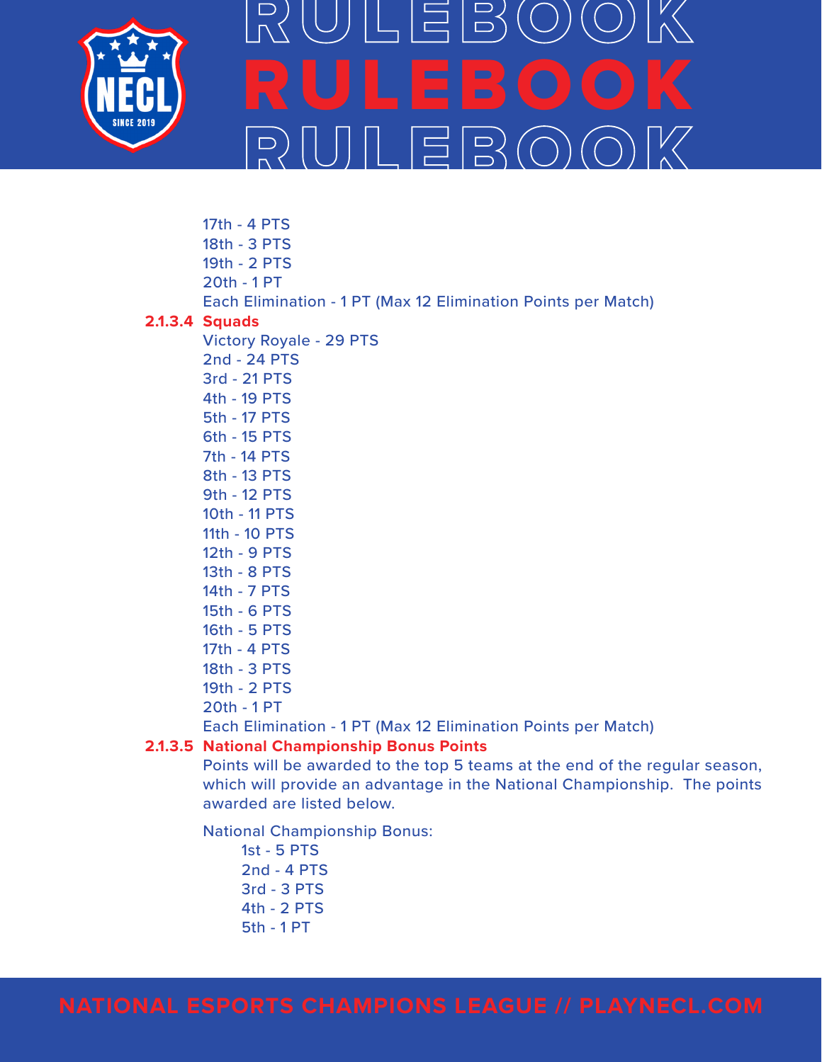17th - 4 PTS
18th - 3 PTS
19th - 2 PTS
20th - 1 PT
Each Elimination - 1 PT (Max 12 Elimination Points per Match)

#### 2.1.3.4 Squads

Victory Royale - 29 PTS
2nd - 24 PTS
3rd - 21 PTS
4th - 19 PTS
5th - 17 PTS
6th - 15 PTS
7th - 14 PTS
8th - 13 PTS
9th - 12 PTS
10th - 11 PTS
11th - 10 PTS
12th - 9 PTS
13th - 8 PTS
14th - 7 PTS
15th - 6 PTS
16th - 5 PTS
17th - 4 PTS
18th - 3 PTS
19th - 2 PTS
20th - 1 PT
Each Elimination - 1 PT (Max 12 Elimination Points per Match)

#### 2.1.3.5 National Championship Bonus Points

Points will be awarded to the top 5 teams at the end of the regular season, which will provide an advantage in the National Championship. The points awarded are listed below.

National Championship Bonus:

- 1st - 5 PTS
- 2nd - 4 PTS
- 3rd - 3 PTS
- 4th - 2 PTS
- 5th - 1 PT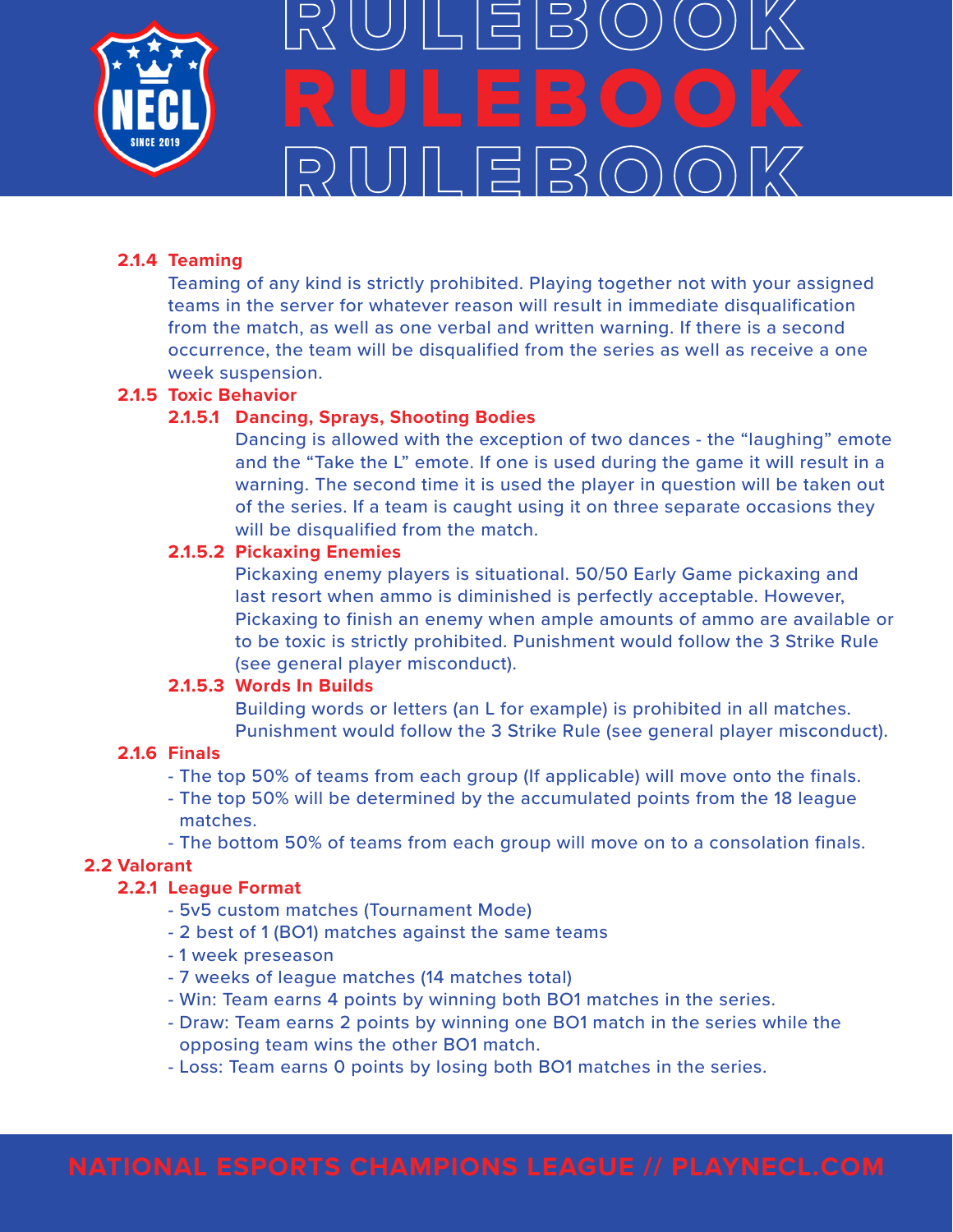#### 2.1.4 Teaming

Teaming of any kind is strictly prohibited. Playing together not with your assigned teams in the server for whatever reason will result in immediate disqualification from the match, as well as one verbal and written warning. If there is a second occurrence, the team will be disqualified from the series as well as receive a one week suspension.

#### 2.1.5 Toxic Behavior

##### 2.1.5.1 Dancing, Sprays, Shooting Bodies

Dancing is allowed with the exception of two dances - the “laughing” emote and the “Take the L” emote. If one is used during the game it will result in a warning. The second time it is used the player in question will be taken out of the series. If a team is caught using it on three separate occasions they will be disqualified from the match.

##### 2.1.5.2 Pickaxing Enemies

Pickaxing enemy players is situational. 50/50 Early Game pickaxing and last resort when ammo is diminished is perfectly acceptable. However, Pickaxing to finish an enemy when ample amounts of ammo are available or to be toxic is strictly prohibited. Punishment would follow the 3 Strike Rule (see general player misconduct).

##### 2.1.5.3 Words In Builds

Building words or letters (an L for example) is prohibited in all matches. Punishment would follow the 3 Strike Rule (see general player misconduct).

#### 2.1.6 Finals

- The top 50% of teams from each group (If applicable) will move onto the finals.
- The top 50% will be determined by the accumulated points from the 18 league matches.
- The bottom 50% of teams from each group will move on to a consolation finals.

### 2.2 Valorant

#### 2.2.1 League Format

- 5v5 custom matches (Tournament Mode)
- 2 best of 1 (BO1) matches against the same teams
- 1 week preseason
- 7 weeks of league matches (14 matches total)
- Win: Team earns 4 points by winning both BO1 matches in the series.
- Draw: Team earns 2 points by winning one BO1 match in the series while the opposing team wins the other BO1 match.
- Loss: Team earns 0 points by losing both BO1 matches in the series.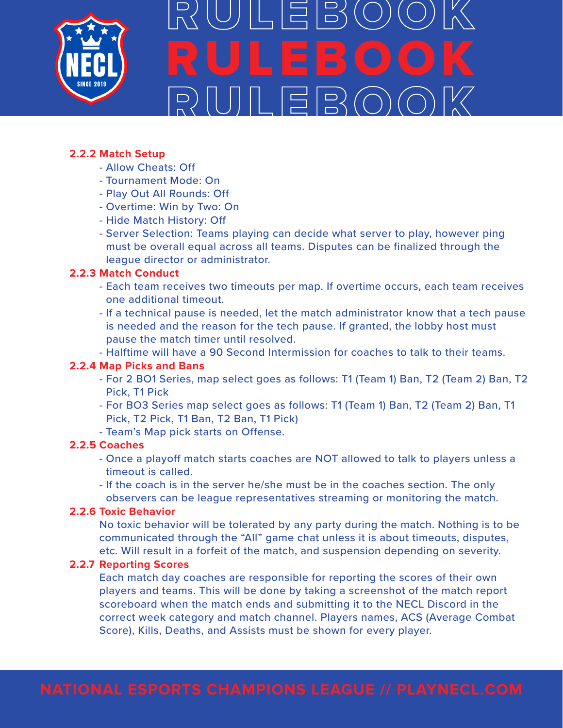#### 2.2.2 Match Setup

- Allow Cheats: Off
- Tournament Mode: On
- Play Out All Rounds: Off
- Overtime: Win by Two: On
- Hide Match History: Off
- Server Selection: Teams playing can decide what server to play, however ping must be overall equal across all teams. Disputes can be finalized through the league director or administrator.

#### 2.2.3 Match Conduct

- Each team receives two timeouts per map. If overtime occurs, each team receives one additional timeout.
- If a technical pause is needed, let the match administrator know that a tech pause is needed and the reason for the tech pause. If granted, the lobby host must pause the match timer until resolved.
- Halftime will have a 90 Second Intermission for coaches to talk to their teams.

#### 2.2.4 Map Picks and Bans

- For 2 BO1 Series, map select goes as follows: T1 (Team 1) Ban, T2 (Team 2) Ban, T2 Pick, T1 Pick
- For BO3 Series map select goes as follows: T1 (Team 1) Ban, T2 (Team 2) Ban, T1 Pick, T2 Pick, T1 Ban, T2 Ban, T1 Pick)
- Team's Map pick starts on Offense.

#### 2.2.5 Coaches

- Once a playoff match starts coaches are NOT allowed to talk to players unless a timeout is called.
- If the coach is in the server he/she must be in the coaches section. The only observers can be league representatives streaming or monitoring the match.

#### 2.2.6 Toxic Behavior

No toxic behavior will be tolerated by any party during the match. Nothing is to be communicated through the "All" game chat unless it is about timeouts, disputes, etc. Will result in a forfeit of the match, and suspension depending on severity.

#### 2.2.7 Reporting Scores

Each match day coaches are responsible for reporting the scores of their own players and teams. This will be done by taking a screenshot of the match report scoreboard when the match ends and submitting it to the NECL Discord in the correct week category and match channel. Players names, ACS (Average Combat Score), Kills, Deaths, and Assists must be shown for every player.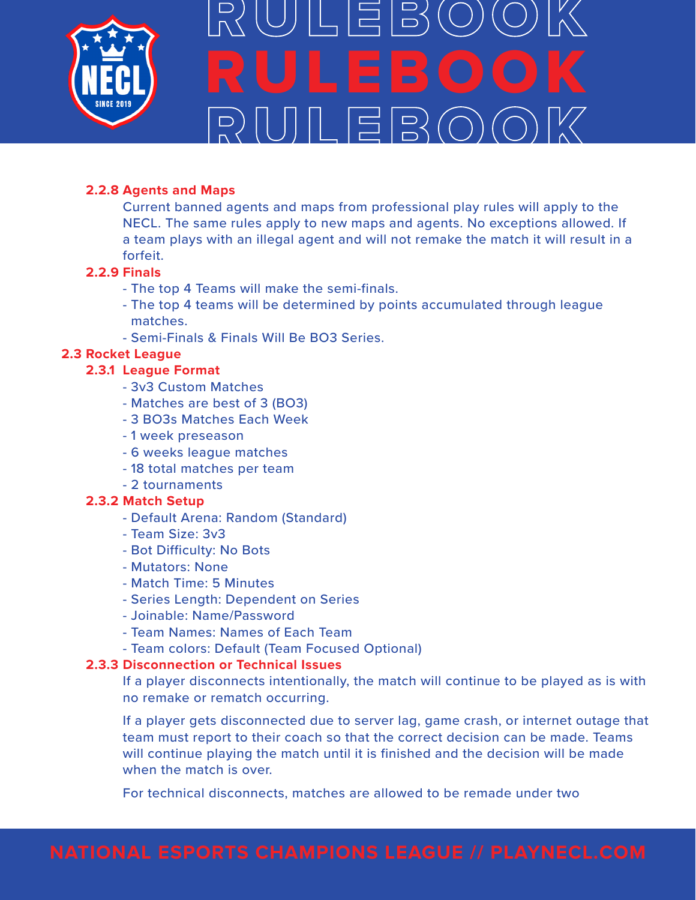#### 2.2.8 Agents and Maps

Current banned agents and maps from professional play rules will apply to the NECL. The same rules apply to new maps and agents. No exceptions allowed. If a team plays with an illegal agent and will not remake the match it will result in a forfeit.

#### 2.2.9 Finals

- The top 4 Teams will make the semi-finals.
- The top 4 teams will be determined by points accumulated through league matches.
- Semi-Finals & Finals Will Be BO3 Series.

### 2.3 Rocket League

#### 2.3.1 League Format

- 3v3 Custom Matches
- Matches are best of 3 (BO3)
- 3 BO3s Matches Each Week
- 1 week preseason
- 6 weeks league matches
- 18 total matches per team
- 2 tournaments

#### 2.3.2 Match Setup

- Default Arena: Random (Standard)
- Team Size: 3v3
- Bot Difficulty: No Bots
- Mutators: None
- Match Time: 5 Minutes
- Series Length: Dependent on Series
- Joinable: Name/Password
- Team Names: Names of Each Team
- Team colors: Default (Team Focused Optional)

#### 2.3.3 Disconnection or Technical Issues

If a player disconnects intentionally, the match will continue to be played as is with no remake or rematch occurring.

If a player gets disconnected due to server lag, game crash, or internet outage that team must report to their coach so that the correct decision can be made. Teams will continue playing the match until it is finished and the decision will be made when the match is over.

For technical disconnects, matches are allowed to be remade under two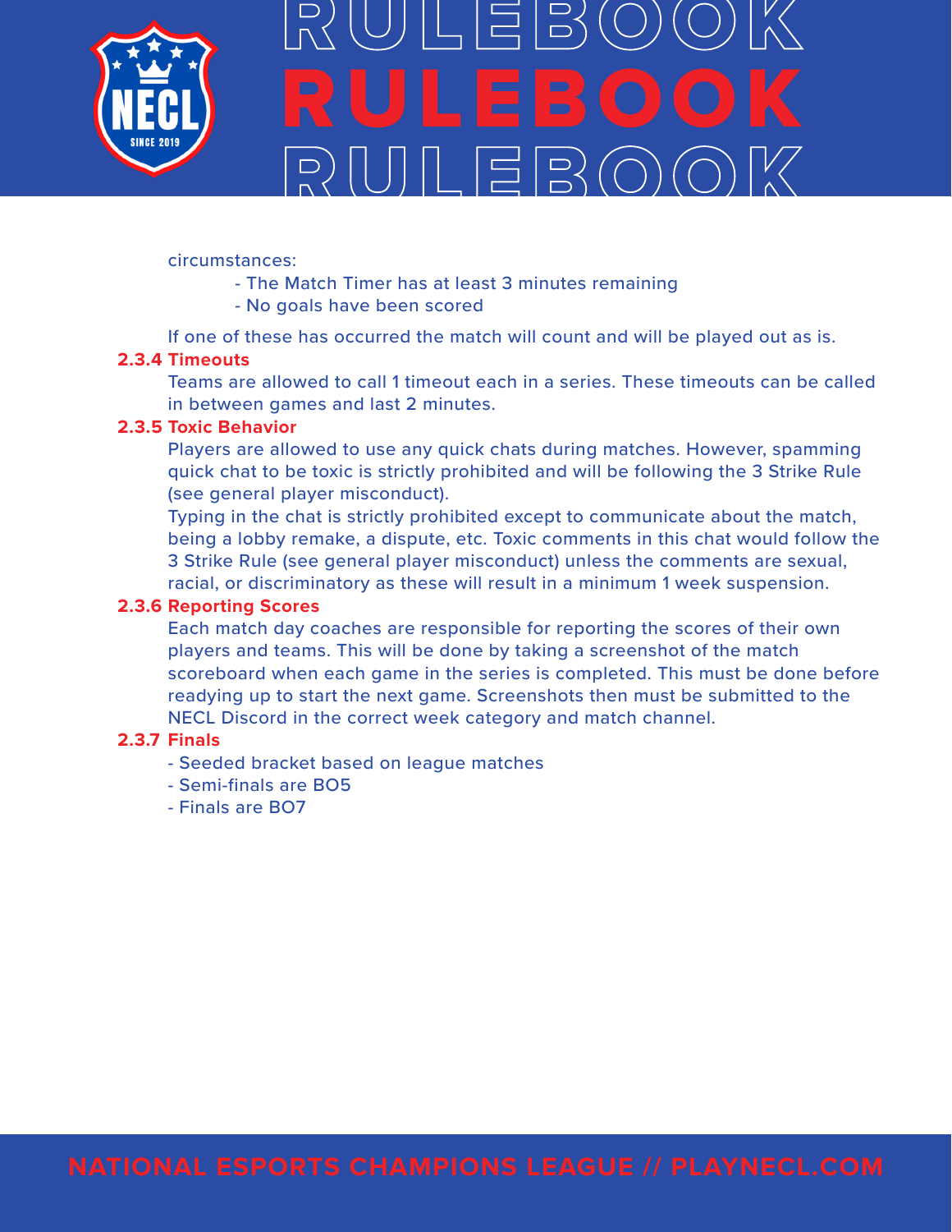circumstances:

- The Match Timer has at least 3 minutes remaining
- No goals have been scored

If one of these has occurred the match will count and will be played out as is.

### 2.3.4 Timeouts

Teams are allowed to call 1 timeout each in a series. These timeouts can be called in between games and last 2 minutes.

### 2.3.5 Toxic Behavior

Players are allowed to use any quick chats during matches. However, spamming quick chat to be toxic is strictly prohibited and will be following the 3 Strike Rule (see general player misconduct).

Typing in the chat is strictly prohibited except to communicate about the match, being a lobby remake, a dispute, etc. Toxic comments in this chat would follow the 3 Strike Rule (see general player misconduct) unless the comments are sexual, racial, or discriminatory as these will result in a minimum 1 week suspension.

### 2.3.6 Reporting Scores

Each match day coaches are responsible for reporting the scores of their own players and teams. This will be done by taking a screenshot of the match scoreboard when each game in the series is completed. This must be done before readying up to start the next game. Screenshots then must be submitted to the NECL Discord in the correct week category and match channel.

### 2.3.7 Finals

- Seeded bracket based on league matches
- Semi-finals are BO5
- Finals are BO7